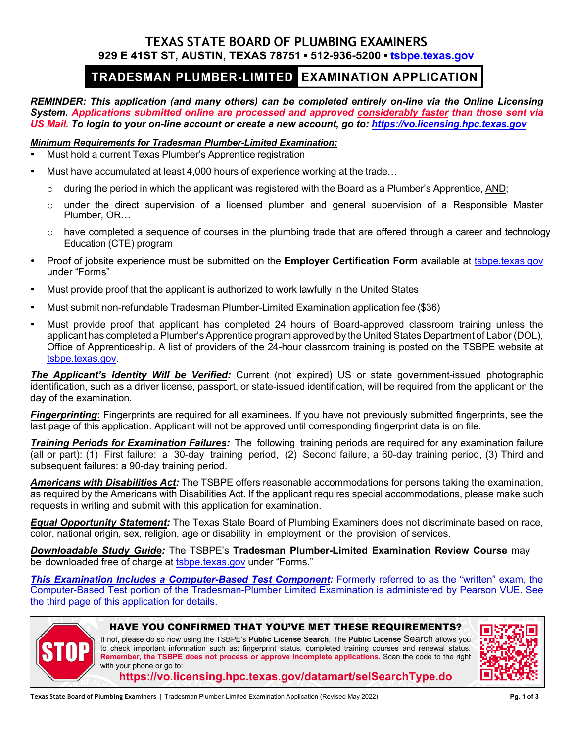# TEXAS STATE BOARD OF PLUMBING EXAMINERS

**929 E 41ST ST, AUSTIN, TEXAS 78751 ▪ 512-936-5200 ▪ tsbpe.texas.gov**

## TRADESMAN PLUMBER-LIMITED EXAMINATION APPLICATION

***REMINDER: This application (and many others) can be completed entirely on-line via the Online Licensing System. Applications submitted online are processed and approved considerably faster than those sent via US Mail. To login to your on-line account or create a new account, go to: https://vo.licensing.hpc.texas.gov***

***Minimum Requirements for Tradesman Plumber-Limited Examination:***

- Must hold a current Texas Plumber's Apprentice registration
- Must have accumulated at least 4,000 hours of experience working at the trade…
  - during the period in which the applicant was registered with the Board as a Plumber's Apprentice, AND;
  - under the direct supervision of a licensed plumber and general supervision of a Responsible Master Plumber, OR…
  - have completed a sequence of courses in the plumbing trade that are offered through a career and technology Education (CTE) program
- Proof of jobsite experience must be submitted on the **Employer Certification Form** available at tsbpe.texas.gov under "Forms"
- Must provide proof that the applicant is authorized to work lawfully in the United States
- Must submit non-refundable Tradesman Plumber-Limited Examination application fee ($36)
- Must provide proof that applicant has completed 24 hours of Board-approved classroom training unless the applicant has completed a Plumber's Apprentice program approved by the United States Department of Labor (DOL), Office of Apprenticeship. A list of providers of the 24-hour classroom training is posted on the TSBPE website at tsbpe.texas.gov.

***The Applicant's Identity Will be Verified:*** Current (not expired) US or state government-issued photographic identification, such as a driver license, passport, or state-issued identification, will be required from the applicant on the day of the examination.

***Fingerprinting*:** Fingerprints are required for all examinees. If you have not previously submitted fingerprints, see the last page of this application. Applicant will not be approved until corresponding fingerprint data is on file.

***Training Periods for Examination Failures:*** The following training periods are required for any examination failure (all or part): (1) First failure: a 30-day training period, (2) Second failure, a 60-day training period, (3) Third and subsequent failures: a 90-day training period.

***Americans with Disabilities Act:*** The TSBPE offers reasonable accommodations for persons taking the examination, as required by the Americans with Disabilities Act. If the applicant requires special accommodations, please make such requests in writing and submit with this application for examination.

***Equal Opportunity Statement:*** The Texas State Board of Plumbing Examiners does not discriminate based on race, color, national origin, sex, religion, age or disability in employment or the provision of services.

***Downloadable Study Guide:*** The TSBPE's **Tradesman Plumber-Limited Examination Review Course** may be downloaded free of charge at tsbpe.texas.gov under "Forms."

***This Examination Includes a Computer-Based Test Component:*** Formerly referred to as the "written" exam, the Computer-Based Test portion of the Tradesman-Plumber Limited Examination is administered by Pearson VUE. See the third page of this application for details.

**HAVE YOU CONFIRMED THAT YOU'VE MET THESE REQUIREMENTS?**

STOP

If not, please do so now using the TSBPE's **Public License Search**. The **Public License** Search allows you to check important information such as: fingerprint status, completed training courses and renewal status. **Remember, the TSBPE does not process or approve incomplete applications.** Scan the code to the right with your phone or go to:

**https://vo.licensing.hpc.texas.gov/datamart/selSearchType.do**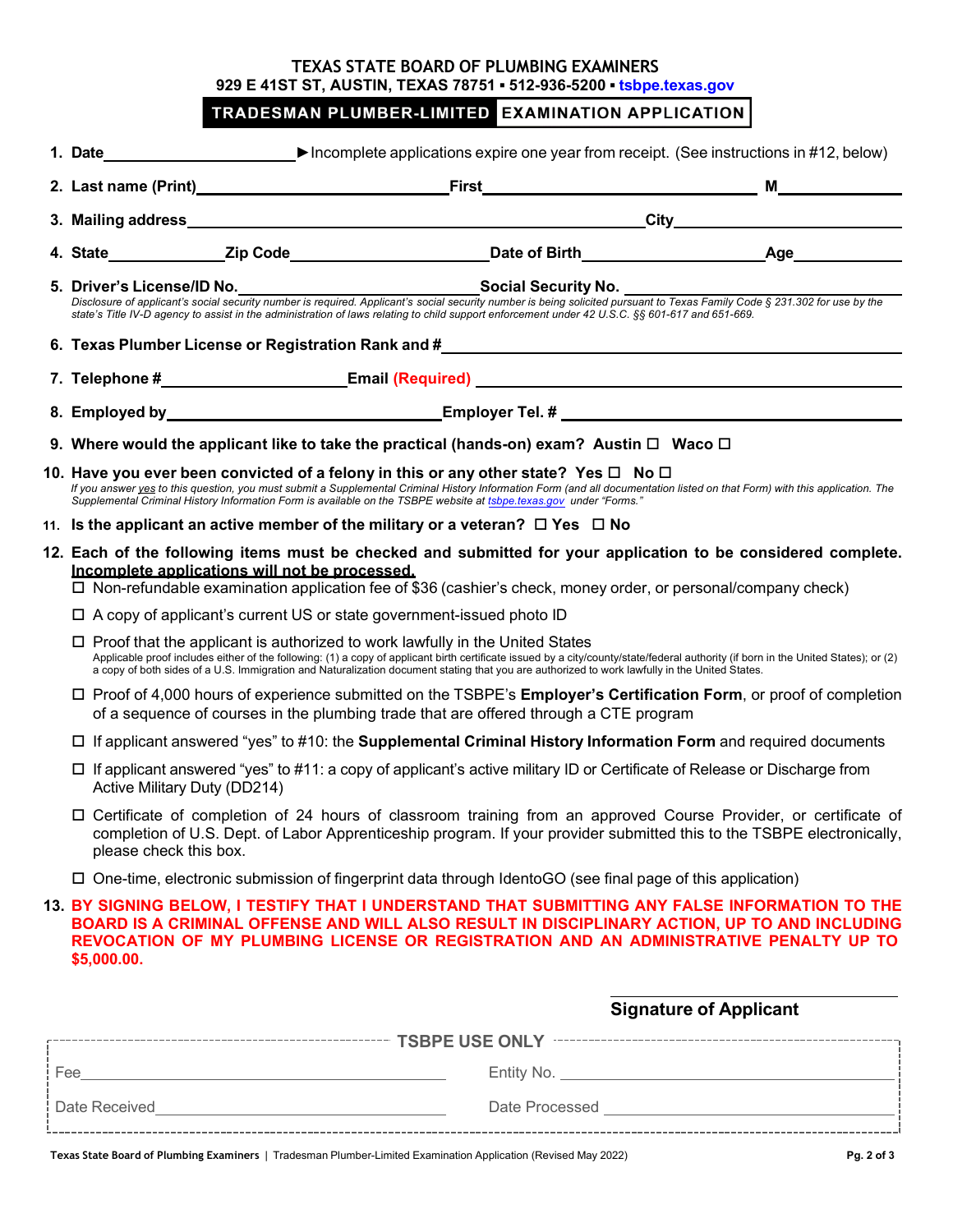**TEXAS STATE BOARD OF PLUMBING EXAMINERS**
**929 E 41ST ST, AUSTIN, TEXAS 78751 ▪ 512-936-5200 ▪ tsbpe.texas.gov**

# TRADESMAN PLUMBER-LIMITED EXAMINATION APPLICATION

1. **Date** ____________________ ►Incomplete applications expire one year from receipt. (See instructions in #12, below)

2. **Last name (Print)** ____________________ **First** ____________________ **M** ________

3. **Mailing address** ________________________________________ **City** ____________________

4. **State** __________ **Zip Code** ____________________ **Date of Birth** ____________________ **Age** ________

5. **Driver's License/ID No.** ____________________ **Social Security No.** ____________________
   *Disclosure of applicant's social security number is required. Applicant's social security number is being solicited pursuant to Texas Family Code § 231.302 for use by the state's Title IV-D agency to assist in the administration of laws relating to child support enforcement under 42 U.S.C. §§ 601-617 and 651-669.*

6. **Texas Plumber License or Registration Rank and #** ________________________________________

7. **Telephone #** ____________________ **Email (Required)** ____________________

8. **Employed by** ____________________ **Employer Tel. #** ____________________

9. **Where would the applicant like to take the practical (hands-on) exam? Austin ☐ Waco ☐**

10. **Have you ever been convicted of a felony in this or any other state? Yes ☐ No ☐**
    *If you answer yes to this question, you must submit a Supplemental Criminal History Information Form (and all documentation listed on that Form) with this application. The Supplemental Criminal History Information Form is available on the TSBPE website at tsbpe.texas.gov under "Forms."*

11. **Is the applicant an active member of the military or a veteran? ☐ Yes ☐ No**

12. **Each of the following items must be checked and submitted for your application to be considered complete. Incomplete applications will not be processed.**
    - ☐ Non-refundable examination application fee of $36 (cashier's check, money order, or personal/company check)
    - ☐ A copy of applicant's current US or state government-issued photo ID
    - ☐ Proof that the applicant is authorized to work lawfully in the United States
      Applicable proof includes either of the following: (1) a copy of applicant birth certificate issued by a city/county/state/federal authority (if born in the United States); or (2) a copy of both sides of a U.S. Immigration and Naturalization document stating that you are authorized to work lawfully in the United States.
    - ☐ Proof of 4,000 hours of experience submitted on the TSBPE's **Employer's Certification Form**, or proof of completion of a sequence of courses in the plumbing trade that are offered through a CTE program
    - ☐ If applicant answered "yes" to #10: the **Supplemental Criminal History Information Form** and required documents
    - ☐ If applicant answered "yes" to #11: a copy of applicant's active military ID or Certificate of Release or Discharge from Active Military Duty (DD214)
    - ☐ Certificate of completion of 24 hours of classroom training from an approved Course Provider, or certificate of completion of U.S. Dept. of Labor Apprenticeship program. If your provider submitted this to the TSBPE electronically, please check this box.
    - ☐ One-time, electronic submission of fingerprint data through IdentoGO (see final page of this application)

13. **BY SIGNING BELOW, I TESTIFY THAT I UNDERSTAND THAT SUBMITTING ANY FALSE INFORMATION TO THE BOARD IS A CRIMINAL OFFENSE AND WILL ALSO RESULT IN DISCIPLINARY ACTION, UP TO AND INCLUDING REVOCATION OF MY PLUMBING LICENSE OR REGISTRATION AND AN ADMINISTRATIVE PENALTY UP TO $5,000.00.**

____________________
**Signature of Applicant**

**TSBPE USE ONLY**

Fee ____________________ Entity No. ____________________

Date Received ____________________ Date Processed ____________________

**Texas State Board of Plumbing Examiners** | Tradesman Plumber-Limited Examination Application (Revised May 2022)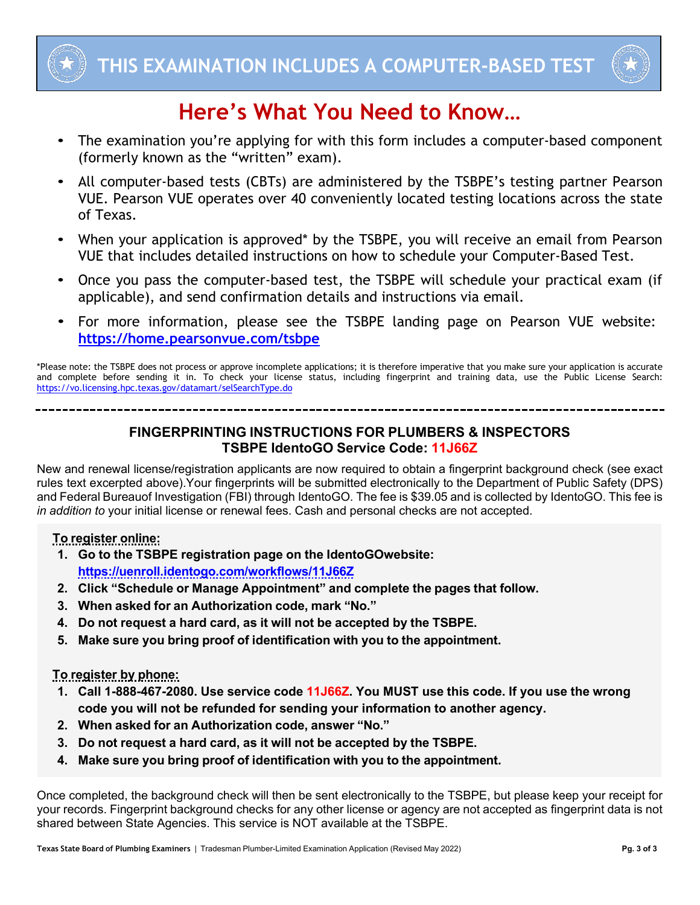# THIS EXAMINATION INCLUDES A COMPUTER-BASED TEST

## Here's What You Need to Know…

- The examination you're applying for with this form includes a computer-based component (formerly known as the "written" exam).
- All computer-based tests (CBTs) are administered by the TSBPE's testing partner Pearson VUE. Pearson VUE operates over 40 conveniently located testing locations across the state of Texas.
- When your application is approved* by the TSBPE, you will receive an email from Pearson VUE that includes detailed instructions on how to schedule your Computer-Based Test.
- Once you pass the computer-based test, the TSBPE will schedule your practical exam (if applicable), and send confirmation details and instructions via email.
- For more information, please see the TSBPE landing page on Pearson VUE website: **https://home.pearsonvue.com/tsbpe**

*Please note: the TSBPE does not process or approve incomplete applications; it is therefore imperative that you make sure your application is accurate and complete before sending it in. To check your license status, including fingerprint and training data, use the Public License Search: https://vo.licensing.hpc.texas.gov/datamart/selSearchType.do

---

### FINGERPRINTING INSTRUCTIONS FOR PLUMBERS & INSPECTORS
### TSBPE IdentoGO Service Code: 11J66Z

New and renewal license/registration applicants are now required to obtain a fingerprint background check (see exact rules text excerpted above).Your fingerprints will be submitted electronically to the Department of Public Safety (DPS) and Federal Bureauof Investigation (FBI) through IdentoGO. The fee is $39.05 and is collected by IdentoGO. This fee is *in addition to* your initial license or renewal fees. Cash and personal checks are not accepted.

**To register online:**

1. **Go to the TSBPE registration page on the IdentoGOwebsite: https://uenroll.identogo.com/workflows/11J66Z**
2. **Click "Schedule or Manage Appointment" and complete the pages that follow.**
3. **When asked for an Authorization code, mark "No."**
4. **Do not request a hard card, as it will not be accepted by the TSBPE.**
5. **Make sure you bring proof of identification with you to the appointment.**

**To register by phone:**

1. **Call 1-888-467-2080. Use service code 11J66Z. You MUST use this code. If you use the wrong code you will not be refunded for sending your information to another agency.**
2. **When asked for an Authorization code, answer "No."**
3. **Do not request a hard card, as it will not be accepted by the TSBPE.**
4. **Make sure you bring proof of identification with you to the appointment.**

Once completed, the background check will then be sent electronically to the TSBPE, but please keep your receipt for your records. Fingerprint background checks for any other license or agency are not accepted as fingerprint data is not shared between State Agencies. This service is NOT available at the TSBPE.